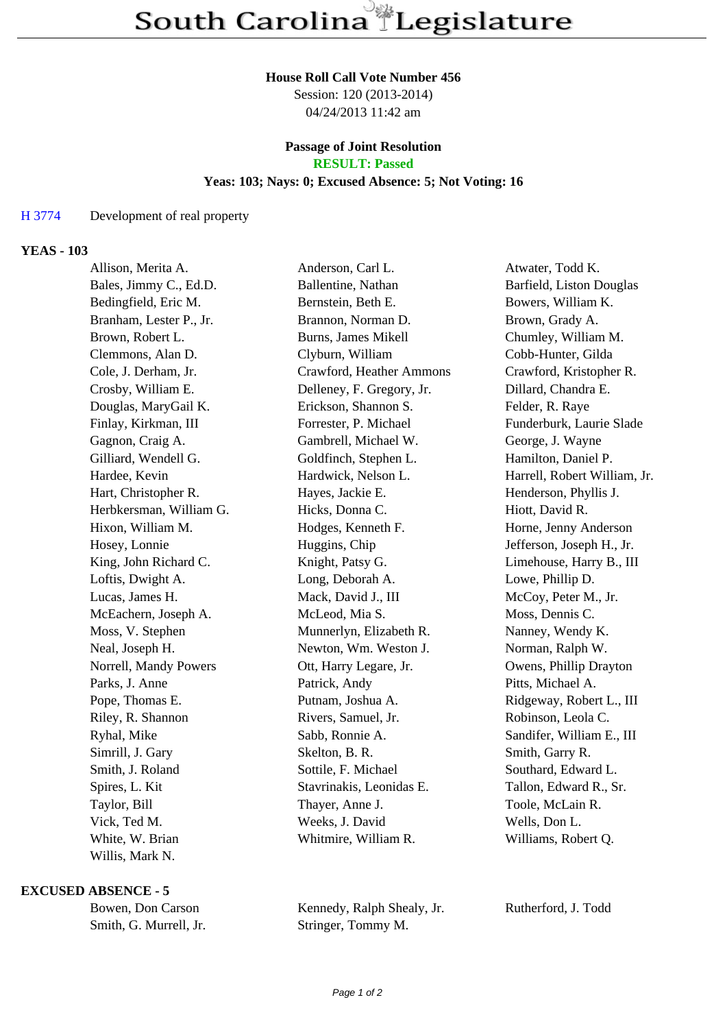# South Carolina Legislature

**House Roll Call Vote Number 456**

Session: 120 (2013-2014)

04/24/2013 11:42 am

**Passage of Joint Resolution**

**RESULT: Passed**

**Yeas: 103; Nays: 0; Excused Absence: 5; Not Voting: 16**

H 3774 Development of real property

**YEAS - 103**

| | | |
|---|---|---|
| Allison, Merita A. | Anderson, Carl L. | Atwater, Todd K. |
| Bales, Jimmy C., Ed.D. | Ballentine, Nathan | Barfield, Liston Douglas |
| Bedingfield, Eric M. | Bernstein, Beth E. | Bowers, William K. |
| Branham, Lester P., Jr. | Brannon, Norman D. | Brown, Grady A. |
| Brown, Robert L. | Burns, James Mikell | Chumley, William M. |
| Clemmons, Alan D. | Clyburn, William | Cobb-Hunter, Gilda |
| Cole, J. Derham, Jr. | Crawford, Heather Ammons | Crawford, Kristopher R. |
| Crosby, William E. | Delleney, F. Gregory, Jr. | Dillard, Chandra E. |
| Douglas, MaryGail K. | Erickson, Shannon S. | Felder, R. Raye |
| Finlay, Kirkman, III | Forrester, P. Michael | Funderburk, Laurie Slade |
| Gagnon, Craig A. | Gambrell, Michael W. | George, J. Wayne |
| Gilliard, Wendell G. | Goldfinch, Stephen L. | Hamilton, Daniel P. |
| Hardee, Kevin | Hardwick, Nelson L. | Harrell, Robert William, Jr. |
| Hart, Christopher R. | Hayes, Jackie E. | Henderson, Phyllis J. |
| Herbkersman, William G. | Hicks, Donna C. | Hiott, David R. |
| Hixon, William M. | Hodges, Kenneth F. | Horne, Jenny Anderson |
| Hosey, Lonnie | Huggins, Chip | Jefferson, Joseph H., Jr. |
| King, John Richard C. | Knight, Patsy G. | Limehouse, Harry B., III |
| Loftis, Dwight A. | Long, Deborah A. | Lowe, Phillip D. |
| Lucas, James H. | Mack, David J., III | McCoy, Peter M., Jr. |
| McEachern, Joseph A. | McLeod, Mia S. | Moss, Dennis C. |
| Moss, V. Stephen | Munnerlyn, Elizabeth R. | Nanney, Wendy K. |
| Neal, Joseph H. | Newton, Wm. Weston J. | Norman, Ralph W. |
| Norrell, Mandy Powers | Ott, Harry Legare, Jr. | Owens, Phillip Drayton |
| Parks, J. Anne | Patrick, Andy | Pitts, Michael A. |
| Pope, Thomas E. | Putnam, Joshua A. | Ridgeway, Robert L., III |
| Riley, R. Shannon | Rivers, Samuel, Jr. | Robinson, Leola C. |
| Ryhal, Mike | Sabb, Ronnie A. | Sandifer, William E., III |
| Simrill, J. Gary | Skelton, B. R. | Smith, Garry R. |
| Smith, J. Roland | Sottile, F. Michael | Southard, Edward L. |
| Spires, L. Kit | Stavrinakis, Leonidas E. | Tallon, Edward R., Sr. |
| Taylor, Bill | Thayer, Anne J. | Toole, McLain R. |
| Vick, Ted M. | Weeks, J. David | Wells, Don L. |
| White, W. Brian | Whitmire, William R. | Williams, Robert Q. |
| Willis, Mark N. | | |

**EXCUSED ABSENCE - 5**

| | | |
|---|---|---|
| Bowen, Don Carson | Kennedy, Ralph Shealy, Jr. | Rutherford, J. Todd |
| Smith, G. Murrell, Jr. | Stringer, Tommy M. | |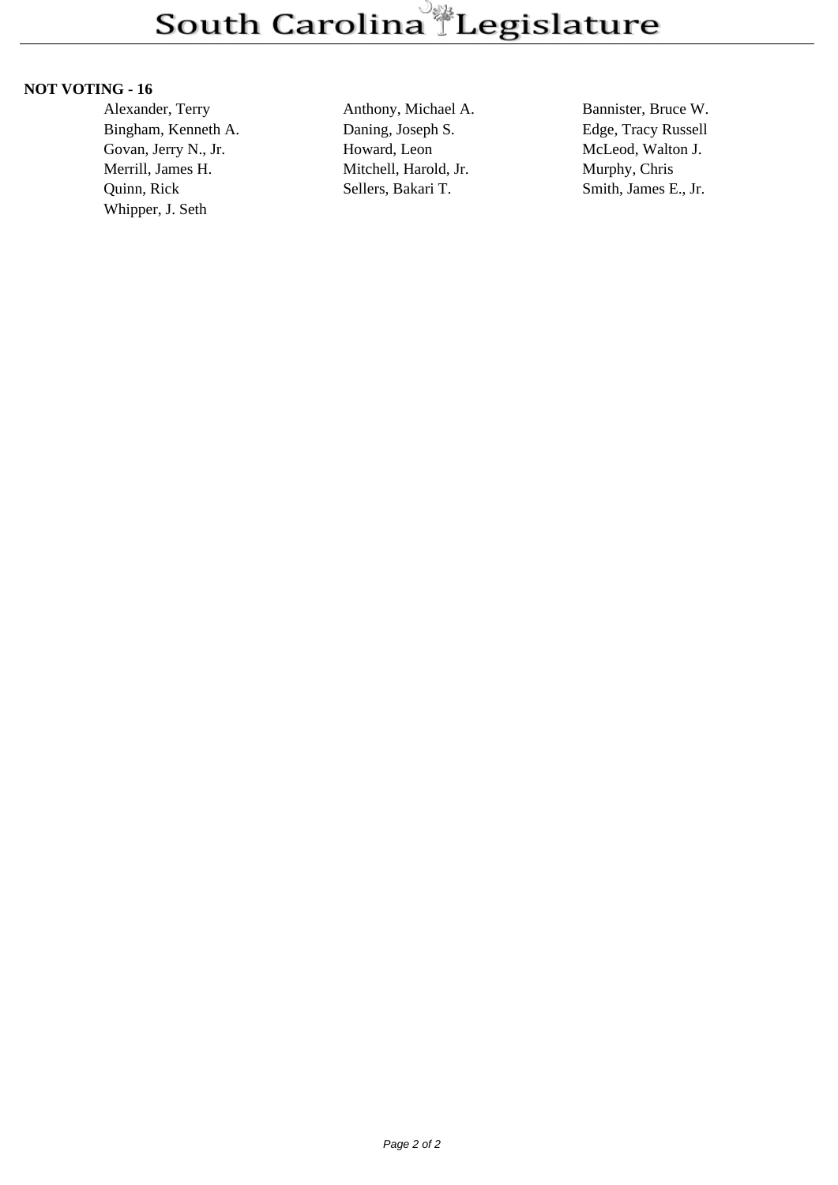**NOT VOTING - 16**

| | | |
|---|---|---|
| Alexander, Terry | Anthony, Michael A. | Bannister, Bruce W. |
| Bingham, Kenneth A. | Daning, Joseph S. | Edge, Tracy Russell |
| Govan, Jerry N., Jr. | Howard, Leon | McLeod, Walton J. |
| Merrill, James H. | Mitchell, Harold, Jr. | Murphy, Chris |
| Quinn, Rick | Sellers, Bakari T. | Smith, James E., Jr. |
| Whipper, J. Seth | | |